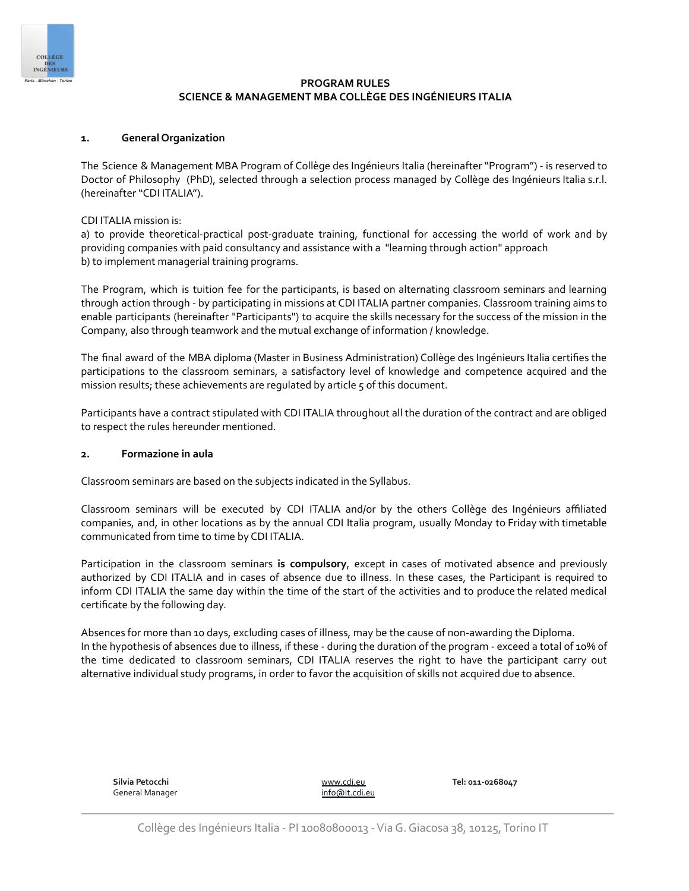**PROGRAM RULES**
**SCIENCE & MANAGEMENT MBA COLLÈGE DES INGÉNIEURS ITALIA**

## 1. General Organization

The Science & Management MBA Program of Collège des Ingénieurs Italia (hereinafter "Program") - is reserved to Doctor of Philosophy (PhD), selected through a selection process managed by Collège des Ingénieurs Italia s.r.l. (hereinafter "CDI ITALIA").

CDI ITALIA mission is:
a) to provide theoretical-practical post-graduate training, functional for accessing the world of work and by providing companies with paid consultancy and assistance with a "learning through action" approach
b) to implement managerial training programs.

The Program, which is tuition fee for the participants, is based on alternating classroom seminars and learning through action through - by participating in missions at CDI ITALIA partner companies. Classroom training aims to enable participants (hereinafter "Participants") to acquire the skills necessary for the success of the mission in the Company, also through teamwork and the mutual exchange of information / knowledge.

The final award of the MBA diploma (Master in Business Administration) Collège des Ingénieurs Italia certifies the participations to the classroom seminars, a satisfactory level of knowledge and competence acquired and the mission results; these achievements are regulated by article 5 of this document.

Participants have a contract stipulated with CDI ITALIA throughout all the duration of the contract and are obliged to respect the rules hereunder mentioned.

## 2. Formazione in aula

Classroom seminars are based on the subjects indicated in the Syllabus.

Classroom seminars will be executed by CDI ITALIA and/or by the others Collège des Ingénieurs affiliated companies, and, in other locations as by the annual CDI Italia program, usually Monday to Friday with timetable communicated from time to time by CDI ITALIA.

Participation in the classroom seminars **is compulsory**, except in cases of motivated absence and previously authorized by CDI ITALIA and in cases of absence due to illness. In these cases, the Participant is required to inform CDI ITALIA the same day within the time of the start of the activities and to produce the related medical certificate by the following day.

Absences for more than 10 days, excluding cases of illness, may be the cause of non-awarding the Diploma.
In the hypothesis of absences due to illness, if these - during the duration of the program - exceed a total of 10% of the time dedicated to classroom seminars, CDI ITALIA reserves the right to have the participant carry out alternative individual study programs, in order to favor the acquisition of skills not acquired due to absence.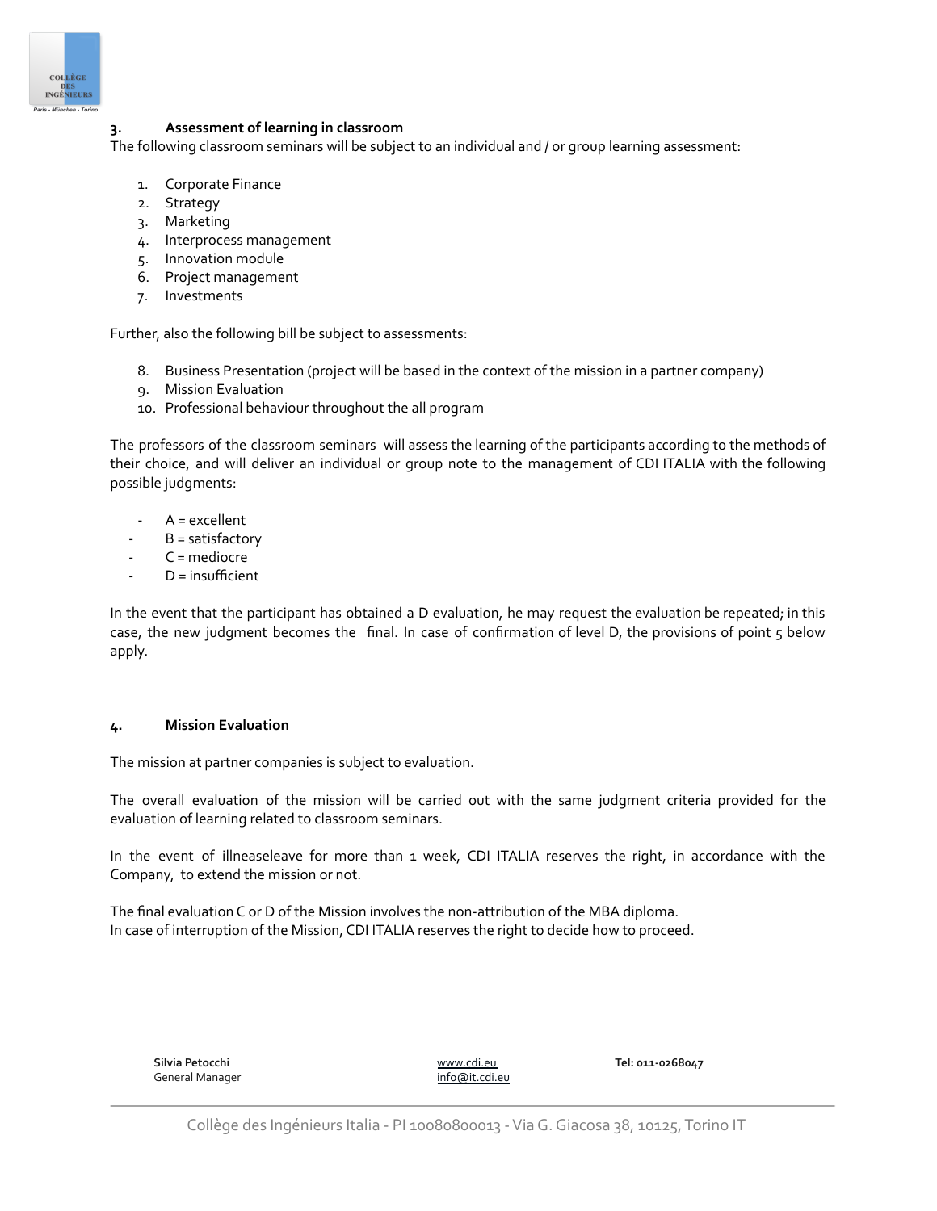### 3. Assessment of learning in classroom

The following classroom seminars will be subject to an individual and / or group learning assessment:

1. Corporate Finance
2. Strategy
3. Marketing
4. Interprocess management
5. Innovation module
6. Project management
7. Investments

Further, also the following bill be subject to assessments:

8. Business Presentation (project will be based in the context of the mission in a partner company)
9. Mission Evaluation
10. Professional behaviour throughout the all program

The professors of the classroom seminars will assess the learning of the participants according to the methods of their choice, and will deliver an individual or group note to the management of CDI ITALIA with the following possible judgments:

- A = excellent
- B = satisfactory
- C = mediocre
- D = insufficient

In the event that the participant has obtained a D evaluation, he may request the evaluation be repeated; in this case, the new judgment becomes the final. In case of confirmation of level D, the provisions of point 5 below apply.

### 4. Mission Evaluation

The mission at partner companies is subject to evaluation.

The overall evaluation of the mission will be carried out with the same judgment criteria provided for the evaluation of learning related to classroom seminars.

In the event of illneaseleave for more than 1 week, CDI ITALIA reserves the right, in accordance with the Company, to extend the mission or not.

The final evaluation C or D of the Mission involves the non-attribution of the MBA diploma.
In case of interruption of the Mission, CDI ITALIA reserves the right to decide how to proceed.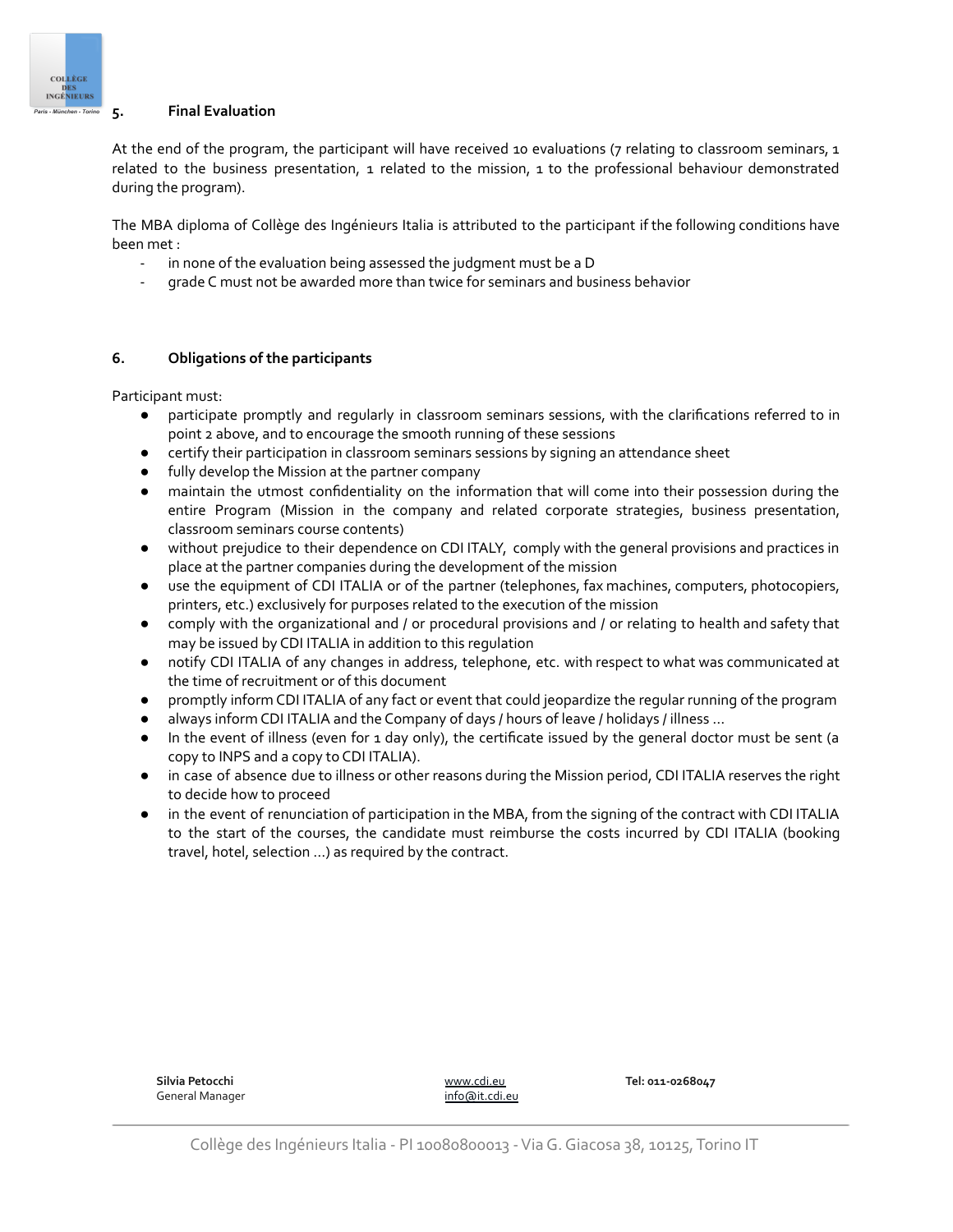## 5. Final Evaluation

At the end of the program, the participant will have received 10 evaluations (7 relating to classroom seminars, 1 related to the business presentation, 1 related to the mission, 1 to the professional behaviour demonstrated during the program).

The MBA diploma of Collège des Ingénieurs Italia is attributed to the participant if the following conditions have been met :

- in none of the evaluation being assessed the judgment must be a D
- grade C must not be awarded more than twice for seminars and business behavior

## 6. Obligations of the participants

Participant must:

- participate promptly and regularly in classroom seminars sessions, with the clarifications referred to in point 2 above, and to encourage the smooth running of these sessions
- certify their participation in classroom seminars sessions by signing an attendance sheet
- fully develop the Mission at the partner company
- maintain the utmost confidentiality on the information that will come into their possession during the entire Program (Mission in the company and related corporate strategies, business presentation, classroom seminars course contents)
- without prejudice to their dependence on CDI ITALY, comply with the general provisions and practices in place at the partner companies during the development of the mission
- use the equipment of CDI ITALIA or of the partner (telephones, fax machines, computers, photocopiers, printers, etc.) exclusively for purposes related to the execution of the mission
- comply with the organizational and / or procedural provisions and / or relating to health and safety that may be issued by CDI ITALIA in addition to this regulation
- notify CDI ITALIA of any changes in address, telephone, etc. with respect to what was communicated at the time of recruitment or of this document
- promptly inform CDI ITALIA of any fact or event that could jeopardize the regular running of the program
- always inform CDI ITALIA and the Company of days / hours of leave / holidays / illness ...
- In the event of illness (even for 1 day only), the certificate issued by the general doctor must be sent (a copy to INPS and a copy to CDI ITALIA).
- in case of absence due to illness or other reasons during the Mission period, CDI ITALIA reserves the right to decide how to proceed
- in the event of renunciation of participation in the MBA, from the signing of the contract with CDI ITALIA to the start of the courses, the candidate must reimburse the costs incurred by CDI ITALIA (booking travel, hotel, selection ...) as required by the contract.